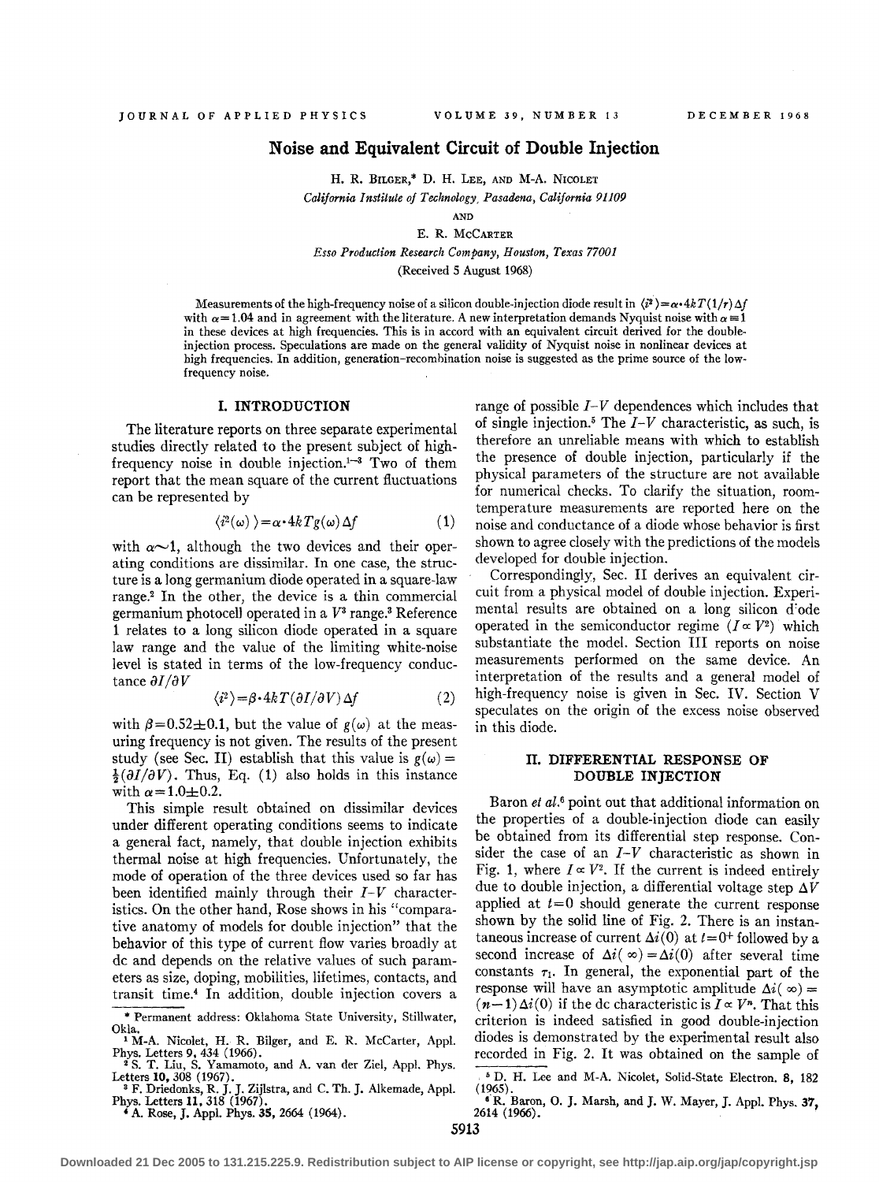# Noise and Equivalent Circuit of Double Injection

H. R. Bilger,* D. H. Lee, and M-A. Nicolet

*California Institute of Technology, Pasadena, California 91109*

and

E. R. McCarter

*Esso Production Research Company, Houston, Texas 77001*

(Received 5 August 1968)

Measurements of the high-frequency noise of a silicon double-injection diode result in $\langle i^2 \rangle = \alpha \cdot 4kT(1/r)\Delta f$ with $\alpha = 1.04$ and in agreement with the literature. A new interpretation demands Nyquist noise with $\alpha \equiv 1$ in these devices at high frequencies. This is in accord with an equivalent circuit derived for the double-injection process. Speculations are made on the general validity of Nyquist noise in nonlinear devices at high frequencies. In addition, generation–recombination noise is suggested as the prime source of the low-frequency noise.

## I. INTRODUCTION

The literature reports on three separate experimental studies directly related to the present subject of high-frequency noise in double injection.[1–3] Two of them report that the mean square of the current fluctuations can be represented by

$$\langle i^2(\omega) \rangle = \alpha \cdot 4kTg(\omega)\Delta f \tag{1}$$

with $\alpha \sim 1$, although the two devices and their operating conditions are dissimilar. In one case, the structure is a long germanium diode operated in a square-law range.[2] In the other, the device is a thin commercial germanium photocell operated in a $V^3$ range.[3] Reference 1 relates to a long silicon diode operated in a square law range and the value of the limiting white-noise level is stated in terms of the low-frequency conductance $\partial I/\partial V$

$$\langle i^2 \rangle = \beta \cdot 4kT(\partial I/\partial V)\Delta f \tag{2}$$

with $\beta = 0.52 \pm 0.1$, but the value of $g(\omega)$ at the measuring frequency is not given. The results of the present study (see Sec. II) establish that this value is $g(\omega) = \frac{1}{2}(\partial I/\partial V)$. Thus, Eq. (1) also holds in this instance with $\alpha = 1.0 \pm 0.2$.

This simple result obtained on dissimilar devices under different operating conditions seems to indicate a general fact, namely, that double injection exhibits thermal noise at high frequencies. Unfortunately, the mode of operation of the three devices used so far has been identified mainly through their $I$–$V$ characteristics. On the other hand, Rose shows in his "comparative anatomy of models for double injection" that the behavior of this type of current flow varies broadly at dc and depends on the relative values of such parameters as size, doping, mobilities, lifetimes, contacts, and transit time.[4] In addition, double injection covers a range of possible $I$–$V$ dependences which includes that of single injection.[5] The $I$–$V$ characteristic, as such, is therefore an unreliable means with which to establish the presence of double injection, particularly if the physical parameters of the structure are not available for numerical checks. To clarify the situation, room-temperature measurements are reported here on the noise and conductance of a diode whose behavior is first shown to agree closely with the predictions of the models developed for double injection.

Correspondingly, Sec. II derives an equivalent circuit from a physical model of double injection. Experimental results are obtained on a long silicon diode operated in the semiconductor regime ($I \propto V^2$) which substantiate the model. Section III reports on noise measurements performed on the same device. An interpretation of the results and a general model of high-frequency noise is given in Sec. IV. Section V speculates on the origin of the excess noise observed in this diode.

## II. DIFFERENTIAL RESPONSE OF DOUBLE INJECTION

Baron *et al.*[6] point out that additional information on the properties of a double-injection diode can easily be obtained from its differential step response. Consider the case of an $I$–$V$ characteristic as shown in Fig. 1, where $I \propto V^2$. If the current is indeed entirely due to double injection, a differential voltage step $\Delta V$ applied at $t = 0$ should generate the current response shown by the solid line of Fig. 2. There is an instantaneous increase of current $\Delta i(0)$ at $t = 0^+$ followed by a second increase of $\Delta i(\infty) = \Delta i(0)$ after several time constants $\tau_1$. In general, the exponential part of the response will have an asymptotic amplitude $\Delta i(\infty) = (n-1)\Delta i(0)$ if the dc characteristic is $I \propto V^n$. That this criterion is indeed satisfied in good double-injection diodes is demonstrated by the experimental result also recorded in Fig. 2. It was obtained on the sample of

---

\* Permanent address: Oklahoma State University, Stillwater, Okla.

[1] M-A. Nicolet, H. R. Bilger, and E. R. McCarter, Appl. Phys. Letters 9, 434 (1966).

[2] S. T. Liu, S. Yamamoto, and A. van der Ziel, Appl. Phys. Letters 10, 308 (1967).

[3] F. Driedonks, R. J. J. Zijlstra, and C. Th. J. Alkemade, Appl. Phys. Letters 11, 318 (1967).

[4] A. Rose, J. Appl. Phys. 35, 2664 (1964).

[5] D. H. Lee and M-A. Nicolet, Solid-State Electron. 8, 182 (1965).

[6] R. Baron, O. J. Marsh, and J. W. Mayer, J. Appl. Phys. 37, 2614 (1966).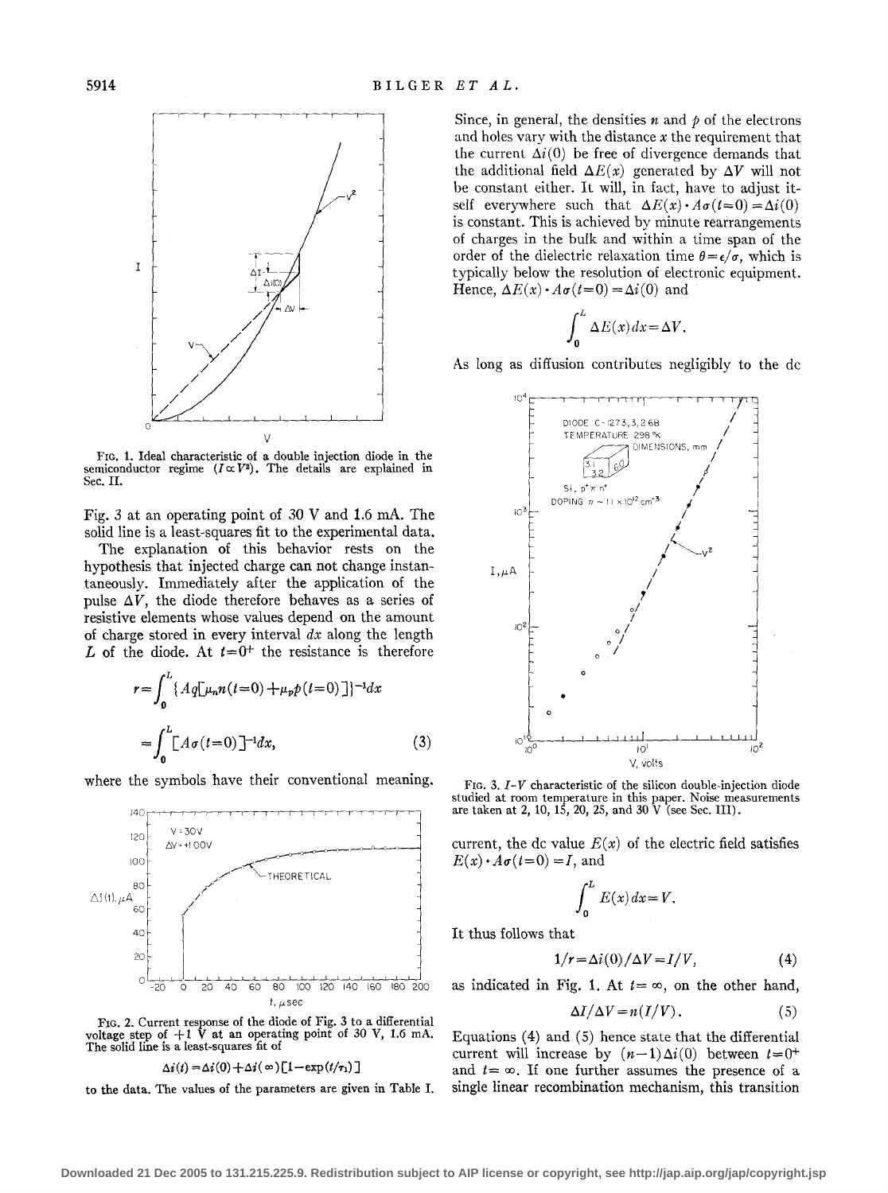FIG. 1. Ideal characteristic of a double injection diode in the semiconductor regime ($I \propto V^2$). The details are explained in Sec. II.

Fig. 3 at an operating point of 30 V and 1.6 mA. The solid line is a least-squares fit to the experimental data.

The explanation of this behavior rests on the hypothesis that injected charge can not change instantaneously. Immediately after the application of the pulse $\Delta V$, the diode therefore behaves as a series of resistive elements whose values depend on the amount of charge stored in every interval $dx$ along the length $L$ of the diode. At $t=0^+$ the resistance is therefore

$$r=\int_0^L \{Aq[\mu_n n(t=0)+\mu_p p(t=0)]\}^{-1}dx$$

$$=\int_0^L [A\sigma(t=0)]^{-1}dx, \tag{3}$$

where the symbols have their conventional meaning.

FIG. 2. Current response of the diode of Fig. 3 to a differential voltage step of +1 V at an operating point of 30 V, 1.6 mA. The solid line is a least-squares fit of

$$\Delta i(t)=\Delta i(0)+\Delta i(\infty)[1-\exp(t/\tau_1)]$$

to the data. The values of the parameters are given in Table I.

Since, in general, the densities $n$ and $p$ of the electrons and holes vary with the distance $x$ the requirement that the current $\Delta i(0)$ be free of divergence demands that the additional field $\Delta E(x)$ generated by $\Delta V$ will not be constant either. It will, in fact, have to adjust itself everywhere such that $\Delta E(x)\cdot A\sigma(t=0)=\Delta i(0)$ is constant. This is achieved by minute rearrangements of charges in the bulk and within a time span of the order of the dielectric relaxation time $\theta=\epsilon/\sigma$, which is typically below the resolution of electronic equipment. Hence, $\Delta E(x)\cdot A\sigma(t=0)=\Delta i(0)$ and

$$\int_0^L \Delta E(x)\,dx=\Delta V.$$

As long as diffusion contributes negligibly to the dc

FIG. 3. $I$–$V$ characteristic of the silicon double-injection diode studied at room temperature in this paper. Noise measurements are taken at 2, 10, 15, 20, 25, and 30 V (see Sec. III).

current, the dc value $E(x)$ of the electric field satisfies $E(x)\cdot A\sigma(t=0)=I$, and

$$\int_0^L E(x)\,dx=V.$$

It thus follows that

$$1/r=\Delta i(0)/\Delta V=I/V, \tag{4}$$

as indicated in Fig. 1. At $t=\infty$, on the other hand,

$$\Delta I/\Delta V=n(I/V). \tag{5}$$

Equations (4) and (5) hence state that the differential current will increase by $(n-1)\Delta i(0)$ between $t=0^+$ and $t=\infty$. If one further assumes the presence of a single linear recombination mechanism, this transition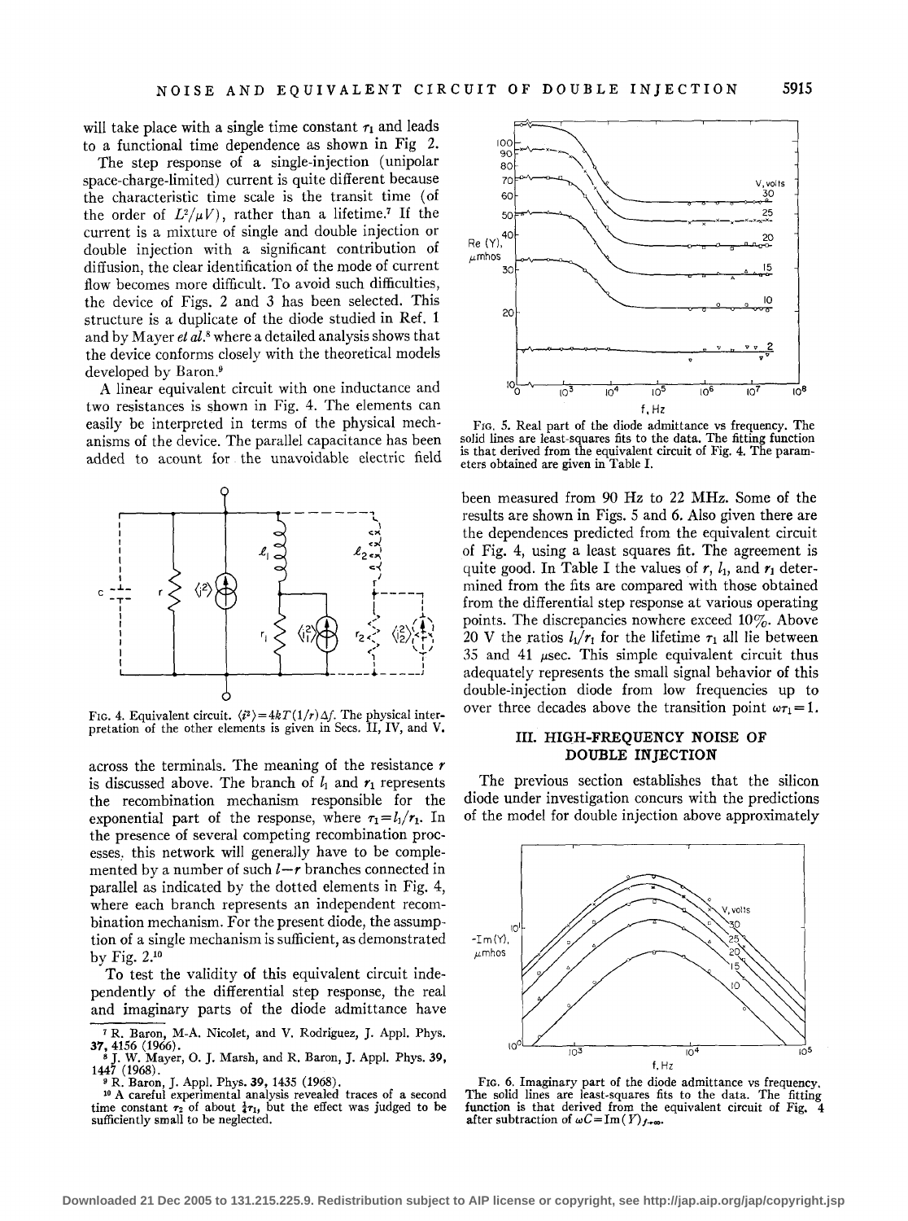will take place with a single time constant $\tau_1$ and leads to a functional time dependence as shown in Fig 2.

The step response of a single-injection (unipolar space-charge-limited) current is quite different because the characteristic time scale is the transit time (of the order of $L^2/\mu V$), rather than a lifetime.[7] If the current is a mixture of single and double injection or double injection with a significant contribution of diffusion, the clear identification of the mode of current flow becomes more difficult. To avoid such difficulties, the device of Figs. 2 and 3 has been selected. This structure is a duplicate of the diode studied in Ref. 1 and by Mayer *et al.*[8] where a detailed analysis shows that the device conforms closely with the theoretical models developed by Baron.[9]

A linear equivalent circuit with one inductance and two resistances is shown in Fig. 4. The elements can easily be interpreted in terms of the physical mechanisms of the device. The parallel capacitance has been added to acount for the unavoidable electric field across the terminals. The meaning of the resistance $r$ is discussed above. The branch of $l_1$ and $r_1$ represents the recombination mechanism responsible for the exponential part of the response, where $\tau_1 = l_1/r_1$. In the presence of several competing recombination processes, this network will generally have to be complemented by a number of such $l-r$ branches connected in parallel as indicated by the dotted elements in Fig. 4, where each branch represents an independent recombination mechanism. For the present diode, the assumption of a single mechanism is sufficient, as demonstrated by Fig. 2.[10]

FIG. 4. Equivalent circuit. $\langle i^2 \rangle = 4kT(1/r)\Delta f$. The physical interpretation of the other elements is given in Secs. II, IV, and V.

To test the validity of this equivalent circuit independently of the differential step response, the real and imaginary parts of the diode admittance have been measured from 90 Hz to 22 MHz. Some of the results are shown in Figs. 5 and 6. Also given there are the dependences predicted from the equivalent circuit of Fig. 4, using a least squares fit. The agreement is quite good. In Table I the values of $r$, $l_1$, and $r_1$ determined from the fits are compared with those obtained from the differential step response at various operating points. The discrepancies nowhere exceed 10%. Above 20 V the ratios $l_1/r_1$ for the lifetime $\tau_1$ all lie between 35 and 41 μsec. This simple equivalent circuit thus adequately represents the small signal behavior of this double-injection diode from low frequencies up to over three decades above the transition point $\omega\tau_1 = 1$.

FIG. 5. Real part of the diode admittance vs frequency. The solid lines are least-squares fits to the data. The fitting function is that derived from the equivalent circuit of Fig. 4. The parameters obtained are given in Table I.

## III. HIGH-FREQUENCY NOISE OF DOUBLE INJECTION

The previous section establishes that the silicon diode under investigation concurs with the predictions of the model for double injection above approximately

FIG. 6. Imaginary part of the diode admittance vs frequency. The solid lines are least-squares fits to the data. The fitting function is that derived from the equivalent circuit of Fig. 4 after subtraction of $\omega C = \mathrm{Im}(Y)_{f\to\infty}$.

---

[7] R. Baron, M.-A. Nicolet, and V. Rodriguez, J. Appl. Phys. **37**, 4156 (1966).

[8] J. W. Mayer, O. J. Marsh, and R. Baron, J. Appl. Phys. **39**, 1447 (1968).

[9] R. Baron, J. Appl. Phys. **39**, 1435 (1968).

[10] A careful experimental analysis revealed traces of a second time constant $\tau_2$ of about $\frac{1}{4}\tau_1$, but the effect was judged to be sufficiently small to be neglected.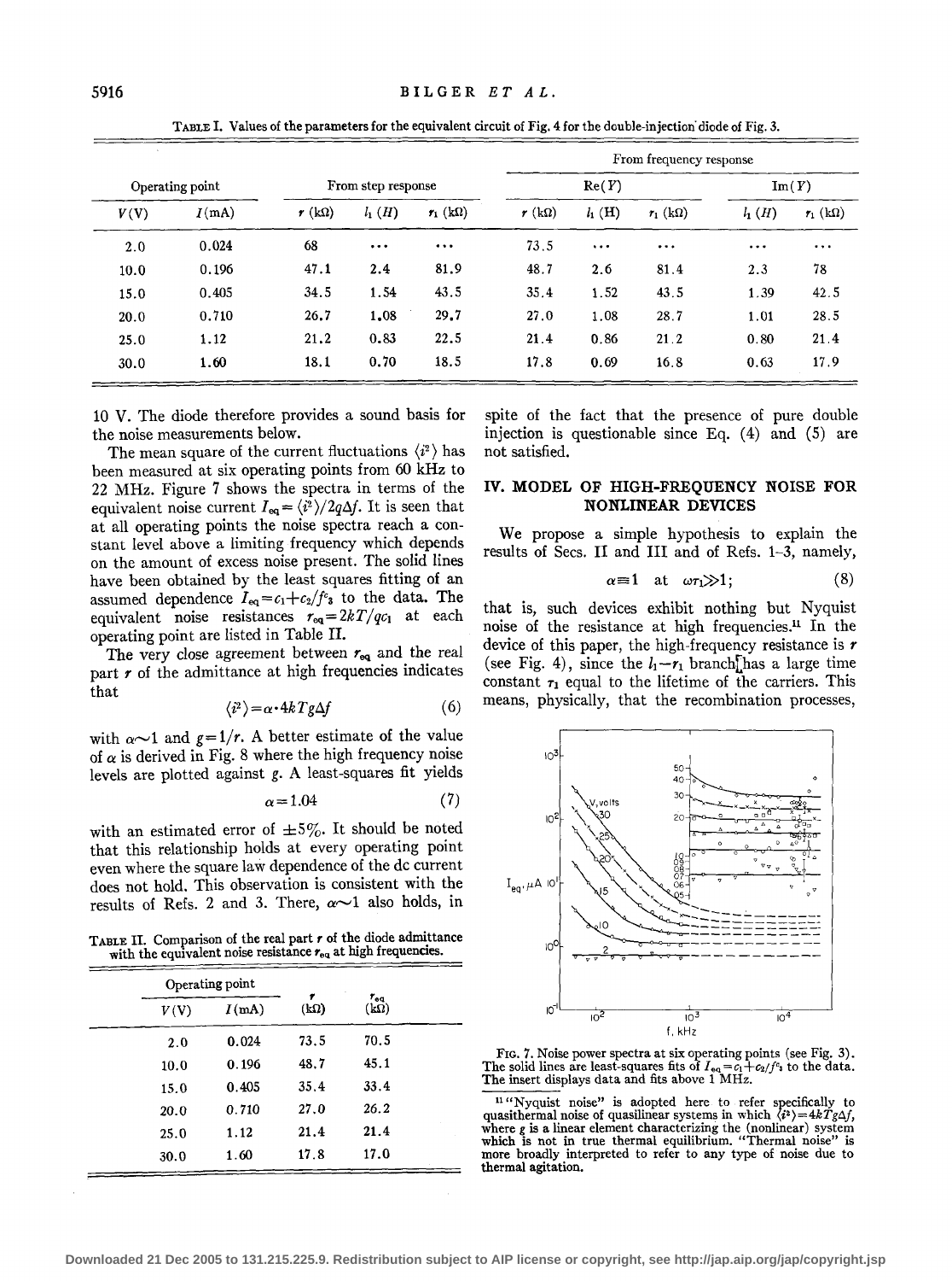TABLE I. Values of the parameters for the equivalent circuit of Fig. 4 for the double-injection diode of Fig. 3.

| Operating point | | From step response | | | From frequency response | | | | |
|---|---|---|---|---|---|---|---|---|---|
| | | | | | Re($Y$) | | | Im($Y$) | |
| $V$(V) | $I$(mA) | $r$ (kΩ) | $l_1$ ($H$) | $r_1$ (kΩ) | $r$ (kΩ) | $l_1$ (H) | $r_1$ (kΩ) | $l_1$ ($H$) | $r_1$ (kΩ) |
| 2.0 | 0.024 | 68 | ... | ... | 73.5 | ... | ... | ... | ... |
| 10.0 | 0.196 | 47.1 | 2.4 | 81.9 | 48.7 | 2.6 | 81.4 | 2.3 | 78 |
| 15.0 | 0.405 | 34.5 | 1.54 | 43.5 | 35.4 | 1.52 | 43.5 | 1.39 | 42.5 |
| 20.0 | 0.710 | 26.7 | 1.08 | 29.7 | 27.0 | 1.08 | 28.7 | 1.01 | 28.5 |
| 25.0 | 1.12 | 21.2 | 0.83 | 22.5 | 21.4 | 0.86 | 21.2 | 0.80 | 21.4 |
| 30.0 | 1.60 | 18.1 | 0.70 | 18.5 | 17.8 | 0.69 | 16.8 | 0.63 | 17.9 |

10 V. The diode therefore provides a sound basis for the noise measurements below.

The mean square of the current fluctuations $\langle i^2 \rangle$ has been measured at six operating points from 60 kHz to 22 MHz. Figure 7 shows the spectra in terms of the equivalent noise current $I_{eq} = \langle i^2 \rangle / 2q\Delta f$. It is seen that at all operating points the noise spectra reach a constant level above a limiting frequency which depends on the amount of excess noise present. The solid lines have been obtained by the least squares fitting of an assumed dependence $I_{eq} = c_1 + c_2/f^{c_3}$ to the data. The equivalent noise resistances $r_{eq} = 2kT/qc_1$ at each operating point are listed in Table II.

The very close agreement between $r_{eq}$ and the real part $r$ of the admittance at high frequencies indicates that

$$\langle i^2 \rangle = \alpha \cdot 4kTg\Delta f \tag{6}$$

with $\alpha \sim 1$ and $g = 1/r$. A better estimate of the value of $\alpha$ is derived in Fig. 8 where the high frequency noise levels are plotted against $g$. A least-squares fit yields

$$\alpha = 1.04 \tag{7}$$

with an estimated error of $\pm 5\%$. It should be noted that this relationship holds at every operating point even where the square law dependence of the dc current does not hold. This observation is consistent with the results of Refs. 2 and 3. There, $\alpha \sim 1$ also holds, in spite of the fact that the presence of pure double injection is questionable since Eq. (4) and (5) are not satisfied.

TABLE II. Comparison of the real part $r$ of the diode admittance with the equivalent noise resistance $r_{eq}$ at high frequencies.

| Operating point | | $r$ (kΩ) | $r_{eq}$ (kΩ) |
|---|---|---|---|
| $V$(V) | $I$(mA) | | |
| 2.0 | 0.024 | 73.5 | 70.5 |
| 10.0 | 0.196 | 48.7 | 45.1 |
| 15.0 | 0.405 | 35.4 | 33.4 |
| 20.0 | 0.710 | 27.0 | 26.2 |
| 25.0 | 1.12 | 21.4 | 21.4 |
| 30.0 | 1.60 | 17.8 | 17.0 |

## IV. MODEL OF HIGH-FREQUENCY NOISE FOR NONLINEAR DEVICES

We propose a simple hypothesis to explain the results of Secs. II and III and of Refs. 1–3, namely,

$$\alpha \equiv 1 \quad \text{at} \quad \omega\tau_1 \gg 1; \tag{8}$$

that is, such devices exhibit nothing but Nyquist noise of the resistance at high frequencies.[11] In the device of this paper, the high-frequency resistance is $r$ (see Fig. 4), since the $l_1 - r_1$ branch has a large time constant $\tau_1$ equal to the lifetime of the carriers. This means, physically, that the recombination processes,

FIG. 7. Noise power spectra at six operating points (see Fig. 3). The solid lines are least-squares fits of $I_{eq} = c_1 + c_2/f^{c_3}$ to the data. The insert displays data and fits above 1 MHz.

[11] "Nyquist noise" is adopted here to refer specifically to quasithermal noise of quasilinear systems in which $\langle i^2 \rangle = 4kTg\Delta f$, where $g$ is a linear element characterizing the (nonlinear) system which is not in true thermal equilibrium. "Thermal noise" is more broadly interpreted to refer to any type of noise due to thermal agitation.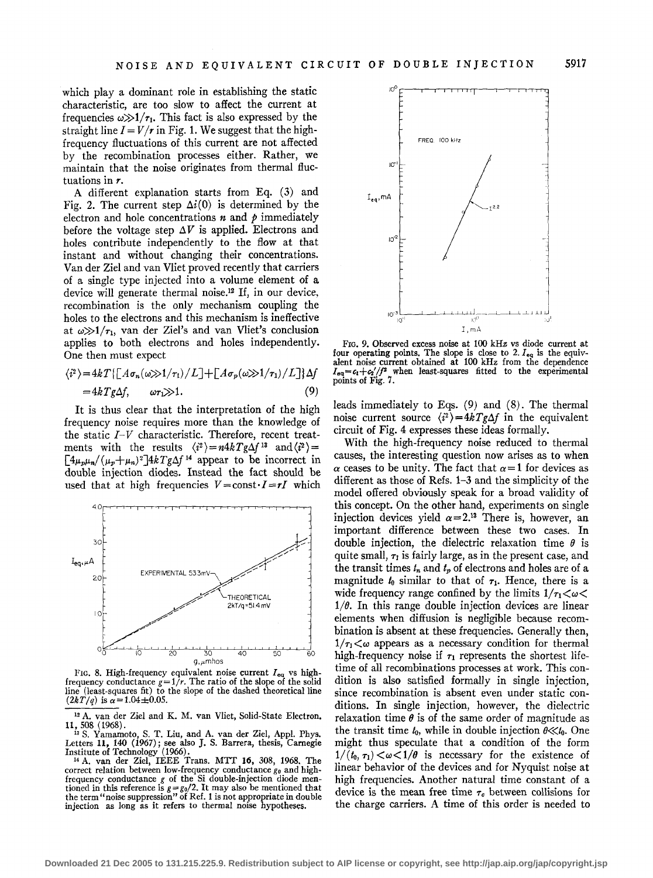which play a dominant role in establishing the static characteristic, are too slow to affect the current at frequencies $\omega \gg 1/\tau_1$. This fact is also expressed by the straight line $I = V/r$ in Fig. 1. We suggest that the high-frequency fluctuations of this current are not affected by the recombination processes either. Rather, we maintain that the noise originates from thermal fluctuations in $r$.

A different explanation starts from Eq. (3) and Fig. 2. The current step $\Delta i(0)$ is determined by the electron and hole concentrations $n$ and $p$ immediately before the voltage step $\Delta V$ is applied. Electrons and holes contribute independently to the flow at that instant and without changing their concentrations. Van der Ziel and van Vliet proved recently that carriers of a single type injected into a volume element of a device will generate thermal noise.[12] If, in our device, recombination is the only mechanism coupling the holes to the electrons and this mechanism is ineffective at $\omega \gg 1/\tau_1$, van der Ziel's and van Vliet's conclusion applies to both electrons and holes independently. One then must expect

$$\langle i^2 \rangle = 4kT\{[A\sigma_n(\omega \gg 1/\tau_1)/L] + [A\sigma_p(\omega \gg 1/\tau_1)/L]\}\Delta f$$
$$= 4kTg\Delta f, \qquad \omega\tau_1 \gg 1. \tag{9}$$

It is thus clear that the interpretation of the high frequency noise requires more than the knowledge of the static $I$–$V$ characteristic. Therefore, recent treatments with the results $\langle i^2 \rangle = n4kTg\Delta f$[13] and $\langle i^2 \rangle = [4\mu_p\mu_n/(\mu_p+\mu_n)^2]4kTg\Delta f$[14] appear to be incorrect in double injection diodes. Instead the fact should be used that at high frequencies $V = \text{const} \cdot I = rI$ which

FIG. 8. High-frequency equivalent noise current $I_{eq}$ vs high-frequency conductance $g = 1/r$. The ratio of the slope of the solid line (least-squares fit) to the slope of the dashed theoretical line $(2kT/q)$ is $\alpha = 1.04 \pm 0.05$.

FIG. 9. Observed excess noise at 100 kHz vs diode current at four operating points. The slope is close to 2. $I_{eq}$ is the equivalent noise current obtained at 100 kHz from the dependence $I_{eq} = c_1 + c_2'/f^2$ when least-squares fitted to the experimental points of Fig. 7.

leads immediately to Eqs. (9) and (8). The thermal noise current source $\langle i^2 \rangle = 4kTg\Delta f$ in the equivalent circuit of Fig. 4 expresses these ideas formally.

With the high-frequency noise reduced to thermal causes, the interesting question now arises as to when $\alpha$ ceases to be unity. The fact that $\alpha = 1$ for devices as different as those of Refs. 1–3 and the simplicity of the model offered obviously speak for a broad validity of this concept. On the other hand, experiments on single injection devices yield $\alpha = 2$.[13] There is, however, an important difference between these two cases. In double injection, the dielectric relaxation time $\theta$ is quite small, $\tau_1$ is fairly large, as in the present case, and the transit times $t_n$ and $t_p$ of electrons and holes are of a magnitude $t_0$ similar to that of $\tau_1$. Hence, there is a wide frequency range confined by the limits $1/\tau_1 < \omega < 1/\theta$. In this range double injection devices are linear elements when diffusion is negligible because recombination is absent at these frequencies. Generally then, $1/\tau_1 < \omega$ appears as a necessary condition for thermal high-frequency noise if $\tau_1$ represents the shortest lifetime of all recombinations processes at work. This condition is also satisfied formally in single injection, since recombination is absent even under static conditions. In single injection, however, the dielectric relaxation time $\theta$ is of the same order of magnitude as the transit time $t_0$, while in double injection $\theta \ll t_0$. One might thus speculate that a condition of the form $1/(t_0, \tau_1) < \omega < 1/\theta$ is necessary for the existence of linear behavior of the devices and for Nyquist noise at high frequencies. Another natural time constant of a device is the mean free time $\tau_c$ between collisions for the charge carriers. A time of this order is needed to

[12] A. van der Ziel and K. M. van Vliet, Solid-State Electron. 11, 508 (1968).

[13] S. Yamamoto, S. T. Liu, and A. van der Ziel, Appl. Phys. Letters 11, 140 (1967); see also J. S. Barrera, thesis, Carnegie Institute of Technology (1966).

[14] A. van der Ziel, IEEE Trans. MTT 16, 308, 1968. The correct relation between low-frequency conductance $g_0$ and high-frequency conductance $g$ of the Si double-injection diode mentioned in this reference is $g = g_0/2$. It may also be mentioned that the term "noise suppression" of Ref. 1 is not appropriate in double injection as long as it refers to thermal noise hypotheses.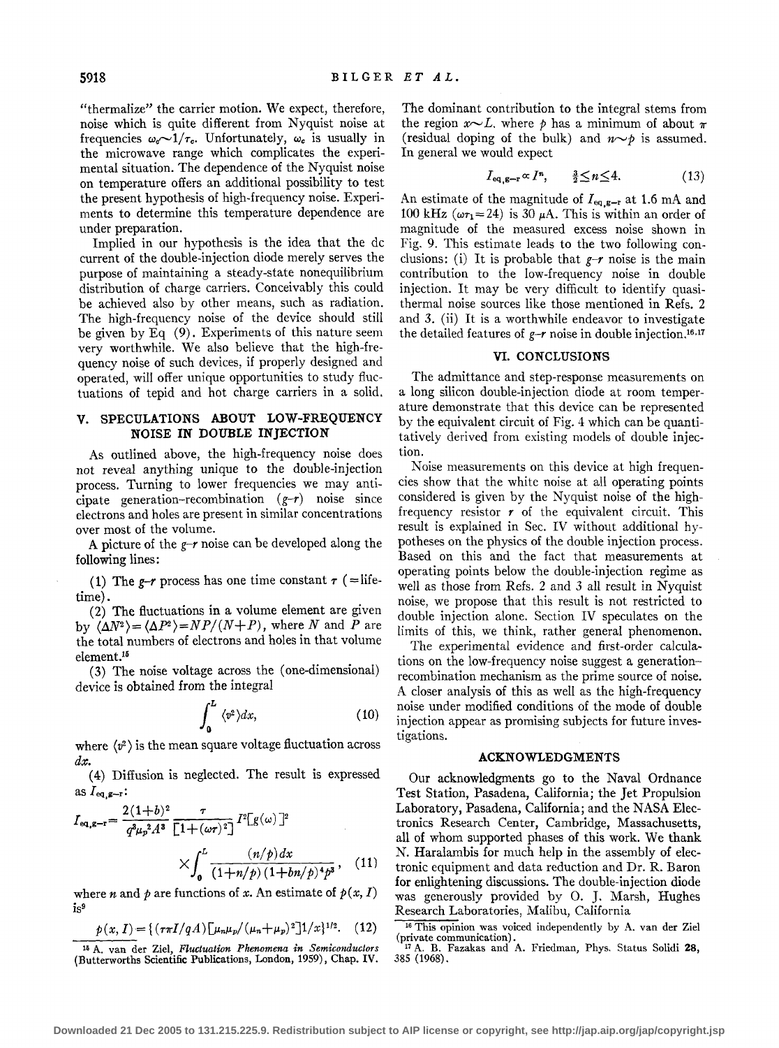"thermalize" the carrier motion. We expect, therefore, noise which is quite different from Nyquist noise at frequencies $\omega_c \sim 1/\tau_c$. Unfortunately, $\omega_c$ is usually in the microwave range which complicates the experimental situation. The dependence of the Nyquist noise on temperature offers an additional possibility to test the present hypothesis of high-frequency noise. Experiments to determine this temperature dependence are under preparation.

Implied in our hypothesis is the idea that the dc current of the double-injection diode merely serves the purpose of maintaining a steady-state nonequilibrium distribution of charge carriers. Conceivably this could be achieved also by other means, such as radiation. The high-frequency noise of the device should still be given by Eq (9). Experiments of this nature seem very worthwhile. We also believe that the high-frequency noise of such devices, if properly designed and operated, will offer unique opportunities to study fluctuations of tepid and hot charge carriers in a solid.

## V. SPECULATIONS ABOUT LOW-FREQUENCY NOISE IN DOUBLE INJECTION

As outlined above, the high-frequency noise does not reveal anything unique to the double-injection process. Turning to lower frequencies we may anticipate generation–recombination ($g$–$r$) noise since electrons and holes are present in similar concentrations over most of the volume.

A picture of the $g$–$r$ noise can be developed along the following lines:

(1) The $g$–$r$ process has one time constant $\tau$ (=lifetime).

(2) The fluctuations in a volume element are given by $\langle \Delta N^2 \rangle = \langle \Delta P^2 \rangle = NP/(N+P)$, where $N$ and $P$ are the total numbers of electrons and holes in that volume element.[15]

(3) The noise voltage across the (one-dimensional) device is obtained from the integral

$$\int_0^L \langle v^2 \rangle dx, \tag{10}$$

where $\langle v^2 \rangle$ is the mean square voltage fluctuation across $dx$.

(4) Diffusion is neglected. The result is expressed as $I_{\mathrm{eq},g\text{–}r}$:

$$I_{\mathrm{eq},g\text{–}r} = \frac{2(1+b)^2}{q^3 \mu_p^2 A^3} \frac{\tau}{[1+(\omega\tau)^2]} I^2 [g(\omega)]^2 \times \int_0^L \frac{(n/p)\,dx}{(1+n/p)(1+bn/p)^4 p^3}, \tag{11}$$

where $n$ and $p$ are functions of $x$. An estimate of $p(x, I)$ is[9]

$$p(x, I) = \{(r\pi I/qA)[\mu_n \mu_p/(\mu_n+\mu_p)^2]1/x\}^{1/2}. \tag{12}$$

The dominant contribution to the integral stems from the region $x \sim L$. where $p$ has a minimum of about $\pi$ (residual doping of the bulk) and $n \sim p$ is assumed. In general we would expect

$$I_{\mathrm{eq},g\text{–}r} \propto I^n, \qquad \tfrac{3}{2} \leq n \leq 4. \tag{13}$$

An estimate of the magnitude of $I_{\mathrm{eq},g\text{–}r}$ at 1.6 mA and 100 kHz ($\omega\tau_1 = 24$) is 30 $\mu$A. This is within an order of magnitude of the measured excess noise shown in Fig. 9. This estimate leads to the two following conclusions: (i) It is probable that $g$–$r$ noise is the main contribution to the low-frequency noise in double injection. It may be very difficult to identify quasi-thermal noise sources like those mentioned in Refs. 2 and 3. (ii) It is a worthwhile endeavor to investigate the detailed features of $g$–$r$ noise in double injection.[16,17]

## VI. CONCLUSIONS

The admittance and step-response measurements on a long silicon double-injection diode at room temperature demonstrate that this device can be represented by the equivalent circuit of Fig. 4 which can be quantitatively derived from existing models of double injection.

Noise measurements on this device at high frequencies show that the white noise at all operating points considered is given by the Nyquist noise of the high-frequency resistor $r$ of the equivalent circuit. This result is explained in Sec. IV without additional hypotheses on the physics of the double injection process. Based on this and the fact that measurements at operating points below the double-injection regime as well as those from Refs. 2 and 3 all result in Nyquist noise, we propose that this result is not restricted to double injection alone. Section IV speculates on the limits of this, we think, rather general phenomenon.

The experimental evidence and first-order calculations on the low-frequency noise suggest a generation–recombination mechanism as the prime source of noise. A closer analysis of this as well as the high-frequency noise under modified conditions of the mode of double injection appear as promising subjects for future investigations.

### ACKNOWLEDGMENTS

Our acknowledgments go to the Naval Ordnance Test Station, Pasadena, California; the Jet Propulsion Laboratory, Pasadena, California; and the NASA Electronics Research Center, Cambridge, Massachusetts, all of whom supported phases of this work. We thank N. Haralambis for much help in the assembly of electronic equipment and data reduction and Dr. R. Baron for enlightening discussions. The double-injection diode was generously provided by O. J. Marsh, Hughes Research Laboratories, Malibu, California

[15] A. van der Ziel, *Fluctuation Phenomena in Semiconductors* (Butterworths Scientific Publications, London, 1959), Chap. IV.

[16] This opinion was voiced independently by A. van der Ziel (private communication).

[17] A. B. Fazakas and A. Friedman, Phys. Status Solidi **28**, 385 (1968).